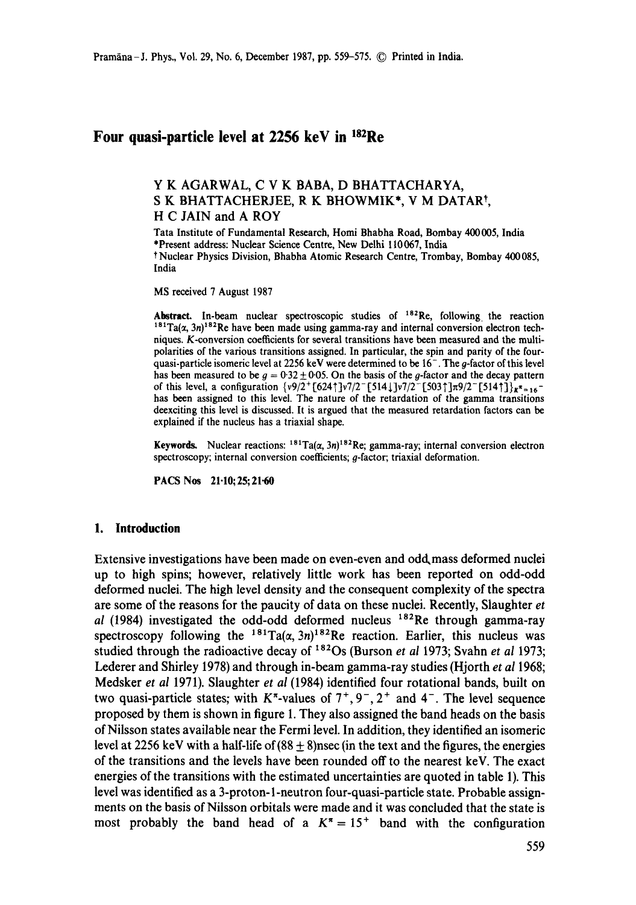# Four quasi-particle level at 2256 keV in $^{182}$Re

Y K AGARWAL, C V K BABA, D BHATTACHARYA, S K BHATTACHERJEE, R K BHOWMIK*, V M DATAR†, H C JAIN and A ROY

Tata Institute of Fundamental Research, Homi Bhabha Road, Bombay 400005, India

*Present address: Nuclear Science Centre, New Delhi 110067, India

† Nuclear Physics Division, Bhabha Atomic Research Centre, Trombay, Bombay 400085, India

MS received 7 August 1987

**Abstract.** In-beam nuclear spectroscopic studies of $^{182}$Re, following the reaction $^{181}$Ta($\alpha$, $3n$)$^{182}$Re have been made using gamma-ray and internal conversion electron techniques. K-conversion coefficients for several transitions have been measured and the multipolarities of the various transitions assigned. In particular, the spin and parity of the four-quasi-particle isomeric level at 2256 keV were determined to be $16^-$. The g-factor of this level has been measured to be $g = 0.32 \pm 0.05$. On the basis of the g-factor and the decay pattern of this level, a configuration $\{\nu 9/2^+[624\uparrow]\nu 7/2^-[514\downarrow]\nu 7/2^-[503\uparrow]\pi 9/2^-[514\uparrow]\}_{K^\pi=16^-}$ has been assigned to this level. The nature of the retardation of the gamma transitions deexciting this level is discussed. It is argued that the measured retardation factors can be explained if the nucleus has a triaxial shape.

**Keywords.** Nuclear reactions: $^{181}$Ta($\alpha$, $3n$)$^{182}$Re; gamma-ray; internal conversion electron spectroscopy; internal conversion coefficients; g-factor; triaxial deformation.

**PACS Nos** 21·10; 25; 21·60

## 1. Introduction

Extensive investigations have been made on even-even and odd mass deformed nuclei up to high spins; however, relatively little work has been reported on odd-odd deformed nuclei. The high level density and the consequent complexity of the spectra are some of the reasons for the paucity of data on these nuclei. Recently, Slaughter *et al* (1984) investigated the odd-odd deformed nucleus $^{182}$Re through gamma-ray spectroscopy following the $^{181}$Ta($\alpha$, $3n$)$^{182}$Re reaction. Earlier, this nucleus was studied through the radioactive decay of $^{182}$Os (Burson *et al* 1973; Svahn *et al* 1973; Lederer and Shirley 1978) and through in-beam gamma-ray studies (Hjorth *et al* 1968; Medsker *et al* 1971). Slaughter *et al* (1984) identified four rotational bands, built on two quasi-particle states; with $K^\pi$-values of $7^+, 9^-, 2^+$ and $4^-$. The level sequence proposed by them is shown in figure 1. They also assigned the band heads on the basis of Nilsson states available near the Fermi level. In addition, they identified an isomeric level at 2256 keV with a half-life of $(88 \pm 8)$nsec (in the text and the figures, the energies of the transitions and the levels have been rounded off to the nearest keV. The exact energies of the transitions with the estimated uncertainties are quoted in table 1). This level was identified as a 3-proton-1-neutron four-quasi-particle state. Probable assignments on the basis of Nilsson orbitals were made and it was concluded that the state is most probably the band head of a $K^\pi = 15^+$ band with the configuration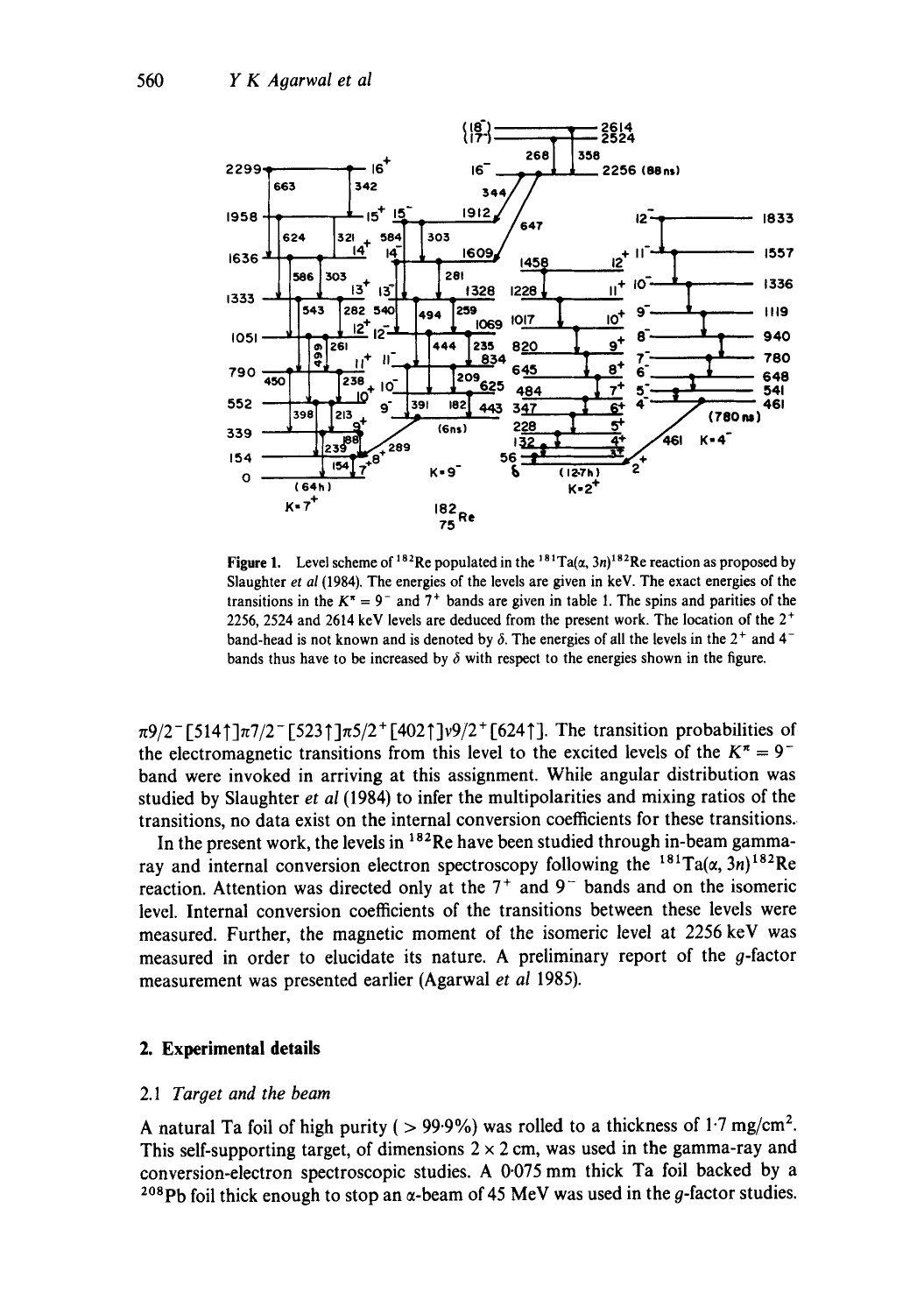**Figure 1.** Level scheme of $^{182}$Re populated in the $^{181}$Ta($\alpha$, 3$n$)$^{182}$Re reaction as proposed by Slaughter *et al* (1984). The energies of the levels are given in keV. The exact energies of the transitions in the $K^\pi = 9^-$ and $7^+$ bands are given in table 1. The spins and parities of the 2256, 2524 and 2614 keV levels are deduced from the present work. The location of the $2^+$ band-head is not known and is denoted by $\delta$. The energies of all the levels in the $2^+$ and $4^-$ bands thus have to be increased by $\delta$ with respect to the energies shown in the figure.

$\pi 9/2^-[514\uparrow]\pi 7/2^-[523\uparrow]\pi 5/2^+[402\uparrow]\nu 9/2^+[624\uparrow]$. The transition probabilities of the electromagnetic transitions from this level to the excited levels of the $K^\pi = 9^-$ band were invoked in arriving at this assignment. While angular distribution was studied by Slaughter *et al* (1984) to infer the multipolarities and mixing ratios of the transitions, no data exist on the internal conversion coefficients for these transitions.

In the present work, the levels in $^{182}$Re have been studied through in-beam gamma-ray and internal conversion electron spectroscopy following the $^{181}$Ta($\alpha$, 3$n$)$^{182}$Re reaction. Attention was directed only at the $7^+$ and $9^-$ bands and on the isomeric level. Internal conversion coefficients of the transitions between these levels were measured. Further, the magnetic moment of the isomeric level at 2256 keV was measured in order to elucidate its nature. A preliminary report of the $g$-factor measurement was presented earlier (Agarwal *et al* 1985).

## 2. Experimental details

### 2.1 *Target and the beam*

A natural Ta foil of high purity ( > 99·9%) was rolled to a thickness of 1·7 mg/cm$^2$. This self-supporting target, of dimensions 2 × 2 cm, was used in the gamma-ray and conversion-electron spectroscopic studies. A 0·075 mm thick Ta foil backed by a $^{208}$Pb foil thick enough to stop an $\alpha$-beam of 45 MeV was used in the $g$-factor studies.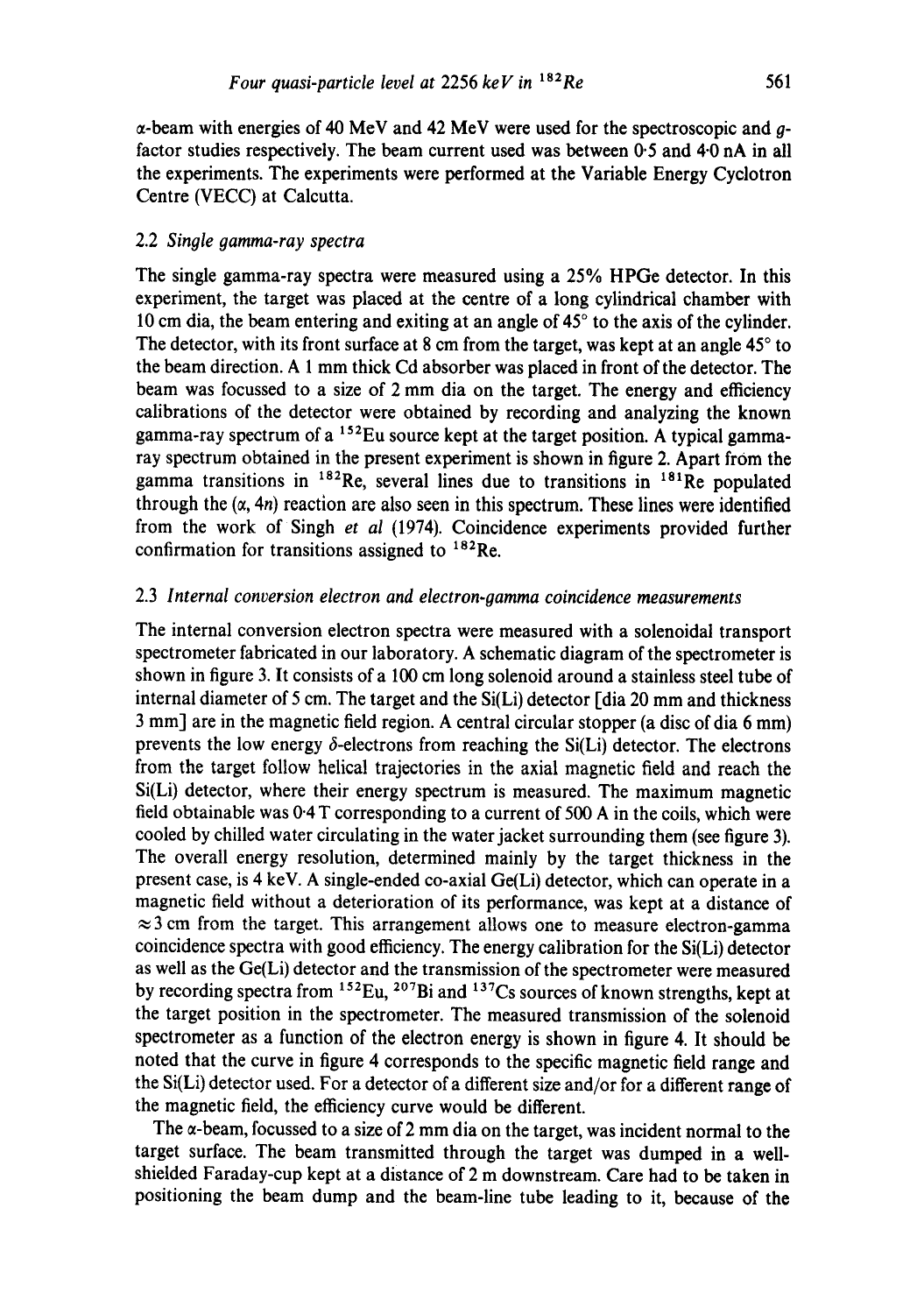α-beam with energies of 40 MeV and 42 MeV were used for the spectroscopic and $g$-factor studies respectively. The beam current used was between 0·5 and 4·0 nA in all the experiments. The experiments were performed at the Variable Energy Cyclotron Centre (VECC) at Calcutta.

### 2.2 *Single gamma-ray spectra*

The single gamma-ray spectra were measured using a 25% HPGe detector. In this experiment, the target was placed at the centre of a long cylindrical chamber with 10 cm dia, the beam entering and exiting at an angle of 45° to the axis of the cylinder. The detector, with its front surface at 8 cm from the target, was kept at an angle 45° to the beam direction. A 1 mm thick Cd absorber was placed in front of the detector. The beam was focussed to a size of 2 mm dia on the target. The energy and efficiency calibrations of the detector were obtained by recording and analyzing the known gamma-ray spectrum of a $^{152}$Eu source kept at the target position. A typical gamma-ray spectrum obtained in the present experiment is shown in figure 2. Apart from the gamma transitions in $^{182}$Re, several lines due to transitions in $^{181}$Re populated through the ($\alpha$, 4$n$) reaction are also seen in this spectrum. These lines were identified from the work of Singh *et al* (1974). Coincidence experiments provided further confirmation for transitions assigned to $^{182}$Re.

### 2.3 *Internal conversion electron and electron-gamma coincidence measurements*

The internal conversion electron spectra were measured with a solenoidal transport spectrometer fabricated in our laboratory. A schematic diagram of the spectrometer is shown in figure 3. It consists of a 100 cm long solenoid around a stainless steel tube of internal diameter of 5 cm. The target and the Si(Li) detector [dia 20 mm and thickness 3 mm] are in the magnetic field region. A central circular stopper (a disc of dia 6 mm) prevents the low energy $\delta$-electrons from reaching the Si(Li) detector. The electrons from the target follow helical trajectories in the axial magnetic field and reach the Si(Li) detector, where their energy spectrum is measured. The maximum magnetic field obtainable was 0·4 T corresponding to a current of 500 A in the coils, which were cooled by chilled water circulating in the water jacket surrounding them (see figure 3). The overall energy resolution, determined mainly by the target thickness in the present case, is 4 keV. A single-ended co-axial Ge(Li) detector, which can operate in a magnetic field without a deterioration of its performance, was kept at a distance of $\approx$3 cm from the target. This arrangement allows one to measure electron-gamma coincidence spectra with good efficiency. The energy calibration for the Si(Li) detector as well as the Ge(Li) detector and the transmission of the spectrometer were measured by recording spectra from $^{152}$Eu, $^{207}$Bi and $^{137}$Cs sources of known strengths, kept at the target position in the spectrometer. The measured transmission of the solenoid spectrometer as a function of the electron energy is shown in figure 4. It should be noted that the curve in figure 4 corresponds to the specific magnetic field range and the Si(Li) detector used. For a detector of a different size and/or for a different range of the magnetic field, the efficiency curve would be different.

The α-beam, focussed to a size of 2 mm dia on the target, was incident normal to the target surface. The beam transmitted through the target was dumped in a well-shielded Faraday-cup kept at a distance of 2 m downstream. Care had to be taken in positioning the beam dump and the beam-line tube leading to it, because of the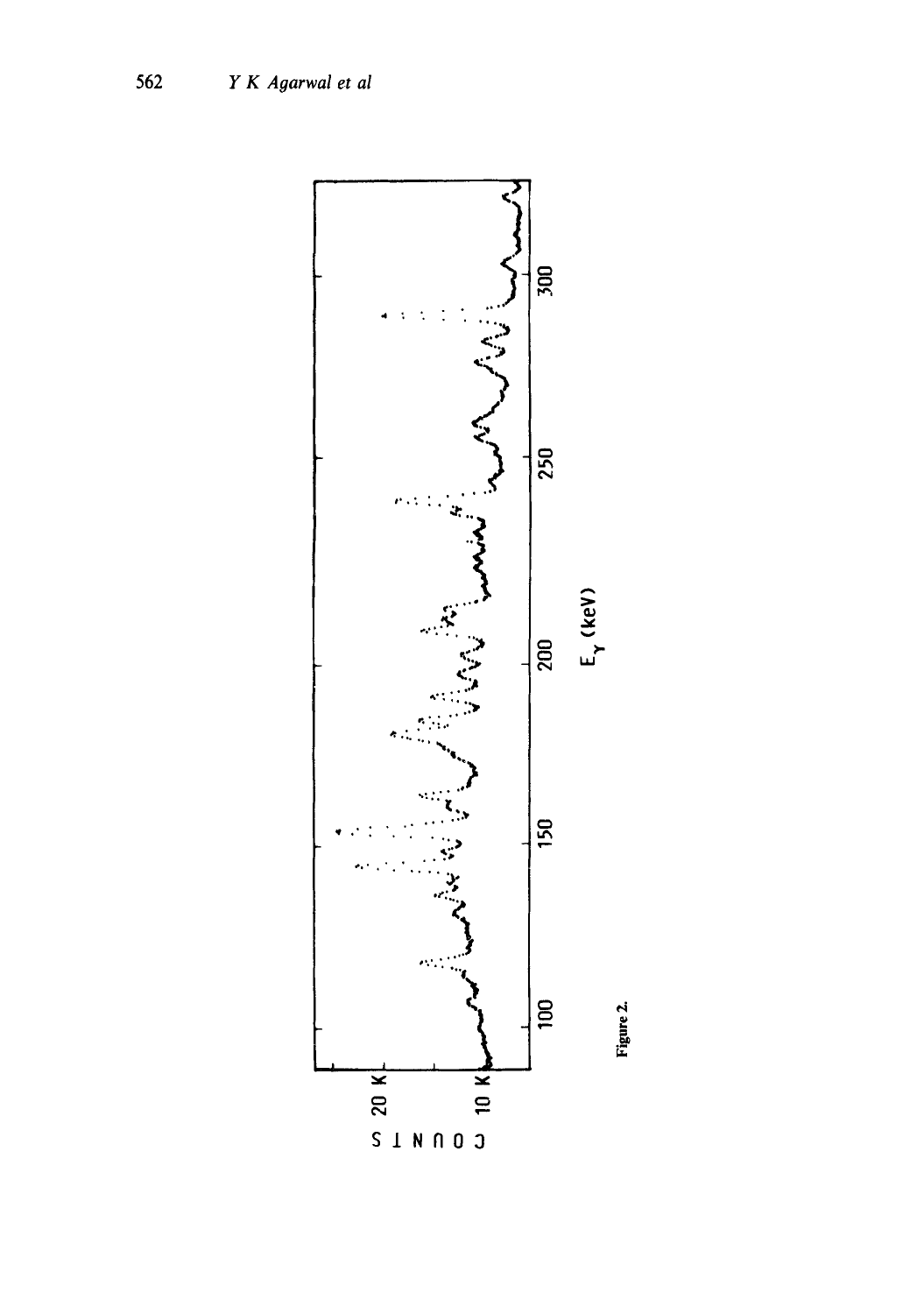Figure 2.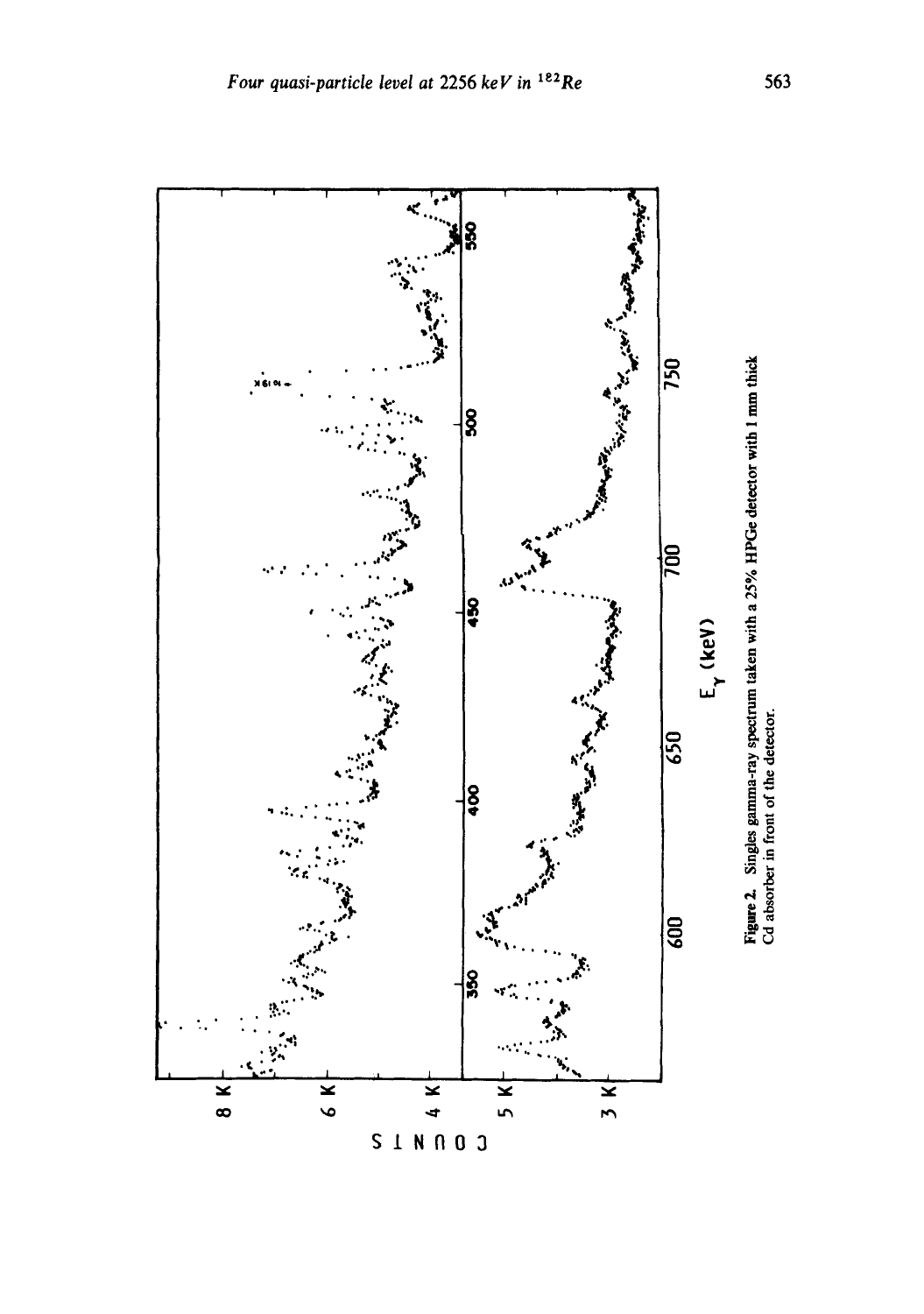**Figure 2.** Singles gamma-ray spectrum taken with a 25% HPGe detector with 1 mm thick Cd absorber in front of the detector.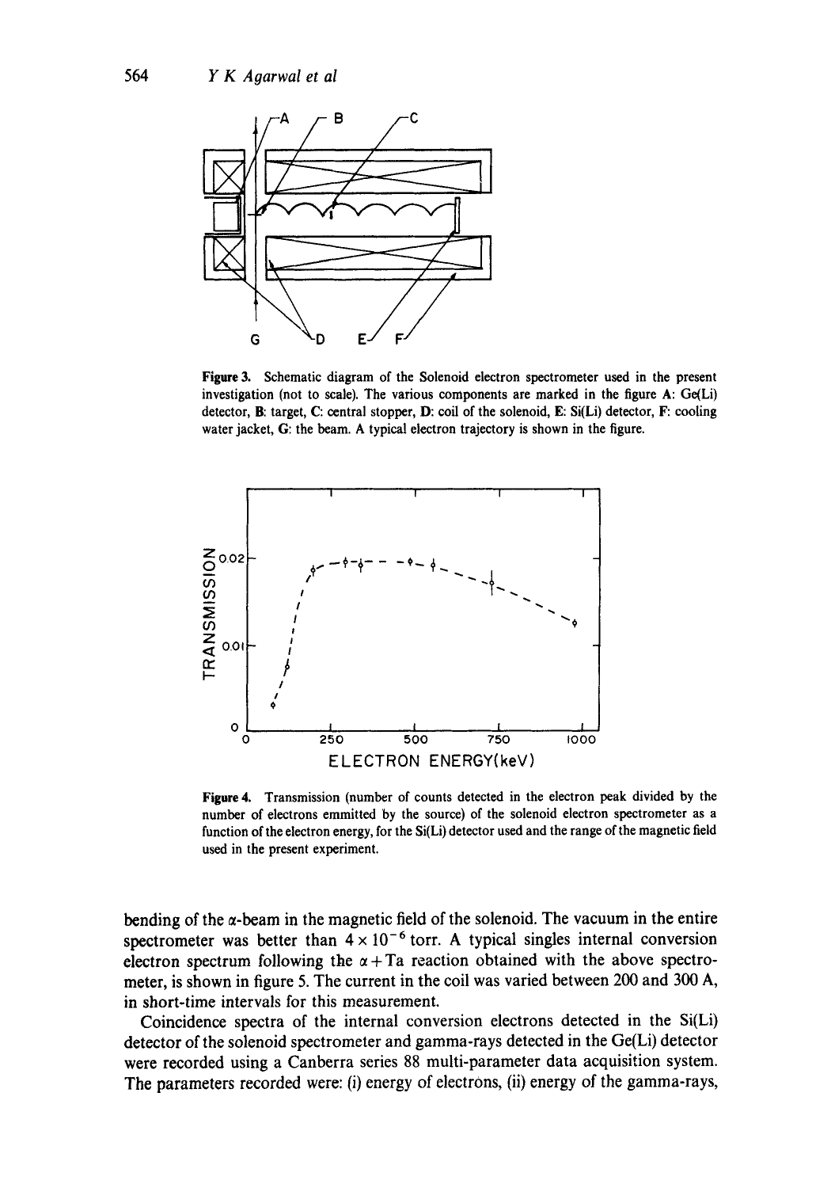Figure 3. Schematic diagram of the Solenoid electron spectrometer used in the present investigation (not to scale). The various components are marked in the figure A: Ge(Li) detector, B: target, C: central stopper, D: coil of the solenoid, E: Si(Li) detector, F: cooling water jacket, G: the beam. A typical electron trajectory is shown in the figure.

Figure 4. Transmission (number of counts detected in the electron peak divided by the number of electrons emmitted by the source) of the solenoid electron spectrometer as a function of the electron energy, for the Si(Li) detector used and the range of the magnetic field used in the present experiment.

bending of the $\alpha$-beam in the magnetic field of the solenoid. The vacuum in the entire spectrometer was better than $4 \times 10^{-6}$ torr. A typical singles internal conversion electron spectrum following the $\alpha + \mathrm{Ta}$ reaction obtained with the above spectrometer, is shown in figure 5. The current in the coil was varied between 200 and 300 A, in short-time intervals for this measurement.

Coincidence spectra of the internal conversion electrons detected in the Si(Li) detector of the solenoid spectrometer and gamma-rays detected in the Ge(Li) detector were recorded using a Canberra series 88 multi-parameter data acquisition system. The parameters recorded were: (i) energy of electrons, (ii) energy of the gamma-rays,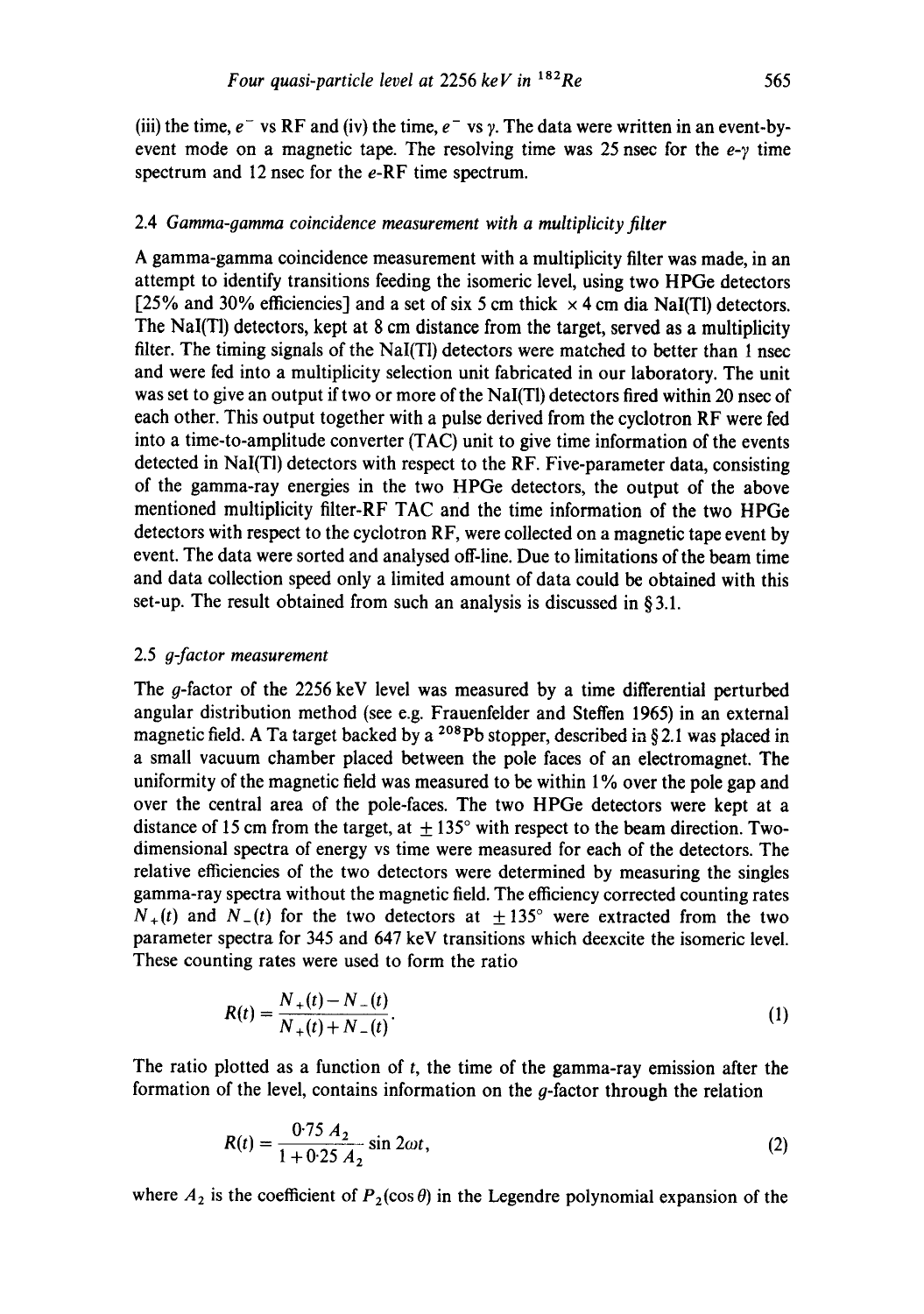(iii) the time, $e^-$ vs RF and (iv) the time, $e^-$ vs $\gamma$. The data were written in an event-by-event mode on a magnetic tape. The resolving time was 25 nsec for the $e$-$\gamma$ time spectrum and 12 nsec for the $e$-RF time spectrum.

### 2.4 *Gamma-gamma coincidence measurement with a multiplicity filter*

A gamma-gamma coincidence measurement with a multiplicity filter was made, in an attempt to identify transitions feeding the isomeric level, using two HPGe detectors [25% and 30% efficiencies] and a set of six 5 cm thick × 4 cm dia NaI(Tl) detectors. The NaI(Tl) detectors, kept at 8 cm distance from the target, served as a multiplicity filter. The timing signals of the NaI(Tl) detectors were matched to better than 1 nsec and were fed into a multiplicity selection unit fabricated in our laboratory. The unit was set to give an output if two or more of the NaI(Tl) detectors fired within 20 ns of each other. This output together with a pulse derived from the cyclotron RF were fed into a time-to-amplitude converter (TAC) unit to give time information of the events detected in NaI(Tl) detectors with respect to the RF. Five-parameter data, consisting of the gamma-ray energies in the two HPGe detectors, the output of the above mentioned multiplicity filter-RF TAC and the time information of the two HPGe detectors with respect to the cyclotron RF, were collected on a magnetic tape event by event. The data were sorted and analysed off-line. Due to limitations of the beam time and data collection speed only a limited amount of data could be obtained with this set-up. The result obtained from such an analysis is discussed in § 3.1.

### 2.5 *g-factor measurement*

The $g$-factor of the 2256 keV level was measured by a time differential perturbed angular distribution method (see e.g. Frauenfelder and Steffen 1965) in an external magnetic field. A Ta target backed by a $^{208}$Pb stopper, described in § 2.1 was placed in a small vacuum chamber placed between the pole faces of an electromagnet. The uniformity of the magnetic field was measured to be within 1% over the pole gap and over the central area of the pole-faces. The two HPGe detectors were kept at a distance of 15 cm from the target, at $\pm 135°$ with respect to the beam direction. Two-dimensional spectra of energy vs time were measured for each of the detectors. The relative efficiencies of the two detectors were determined by measuring the singles gamma-ray spectra without the magnetic field. The efficiency corrected counting rates $N_+(t)$ and $N_-(t)$ for the two detectors at $\pm 135°$ were extracted from the two parameter spectra for 345 and 647 keV transitions which deexcite the isomeric level. These counting rates were used to form the ratio

$$R(t) = \frac{N_+(t) - N_-(t)}{N_+(t) + N_-(t)}. \tag{1}$$

The ratio plotted as a function of $t$, the time of the gamma-ray emission after the formation of the level, contains information on the $g$-factor through the relation

$$R(t) = \frac{0{\cdot}75\, A_2}{1 + 0{\cdot}25\, A_2} \sin 2\omega t, \tag{2}$$

where $A_2$ is the coefficient of $P_2(\cos\theta)$ in the Legendre polynomial expansion of the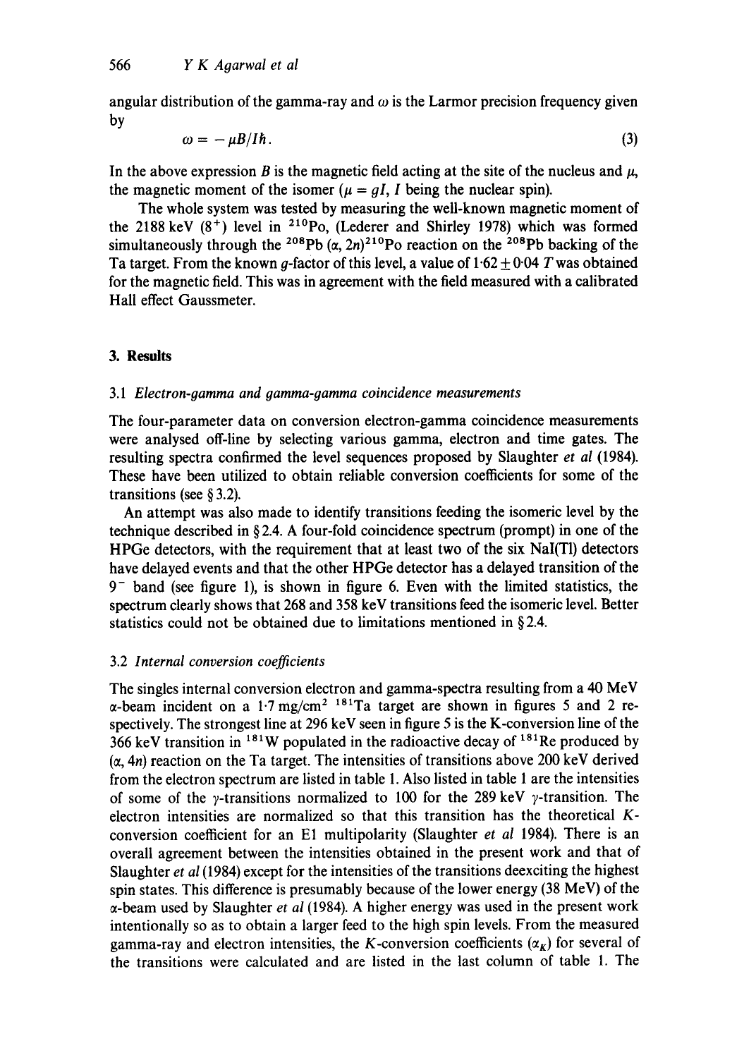angular distribution of the gamma-ray and $\omega$ is the Larmor precision frequency given by

$$\omega = -\mu B/I\hbar. \tag{3}$$

In the above expression $B$ is the magnetic field acting at the site of the nucleus and $\mu$, the magnetic moment of the isomer ($\mu = gI$, $I$ being the nuclear spin).

The whole system was tested by measuring the well-known magnetic moment of the 2188 keV ($8^+$) level in $^{210}$Po, (Lederer and Shirley 1978) which was formed simultaneously through the $^{208}$Pb ($\alpha$, $2n$)$^{210}$Po reaction on the $^{208}$Pb backing of the Ta target. From the known $g$-factor of this level, a value of $1{\cdot}62 \pm 0{\cdot}04$ $T$ was obtained for the magnetic field. This was in agreement with the field measured with a calibrated Hall effect Gaussmeter.

## 3. Results

### 3.1 *Electron-gamma and gamma-gamma coincidence measurements*

The four-parameter data on conversion electron-gamma coincidence measurements were analysed off-line by selecting various gamma, electron and time gates. The resulting spectra confirmed the level sequences proposed by Slaughter *et al* (1984). These have been utilized to obtain reliable conversion coefficients for some of the transitions (see § 3.2).

An attempt was also made to identify transitions feeding the isomeric level by the technique described in § 2.4. A four-fold coincidence spectrum (prompt) in one of the HPGe detectors, with the requirement that at least two of the six NaI(Tl) detectors have delayed events and that the other HPGe detector has a delayed transition of the $9^-$ band (see figure 1), is shown in figure 6. Even with the limited statistics, the spectrum clearly shows that 268 and 358 keV transitions feed the isomeric level. Better statistics could not be obtained due to limitations mentioned in § 2.4.

### 3.2 *Internal conversion coefficients*

The singles internal conversion electron and gamma-spectra resulting from a 40 MeV $\alpha$-beam incident on a $1{\cdot}7$ mg/cm$^2$ $^{181}$Ta target are shown in figures 5 and 2 respectively. The strongest line at 296 keV seen in figure 5 is the K-conversion line of the 366 keV transition in $^{181}$W populated in the radioactive decay of $^{181}$Re produced by ($\alpha$, $4n$) reaction on the Ta target. The intensities of transitions above 200 keV derived from the electron spectrum are listed in table 1. Also listed in table 1 are the intensities of some of the $\gamma$-transitions normalized to 100 for the 289 keV $\gamma$-transition. The electron intensities are normalized so that this transition has the theoretical $K$-conversion coefficient for an E1 multipolarity (Slaughter *et al* 1984). There is an overall agreement between the intensities obtained in the present work and that of Slaughter *et al* (1984) except for the intensities of the transitions deexciting the highest spin states. This difference is presumably because of the lower energy (38 MeV) of the $\alpha$-beam used by Slaughter *et al* (1984). A higher energy was used in the present work intentionally so as to obtain a larger feed to the high spin levels. From the measured gamma-ray and electron intensities, the $K$-conversion coefficients ($\alpha_K$) for several of the transitions were calculated and are listed in the last column of table 1. The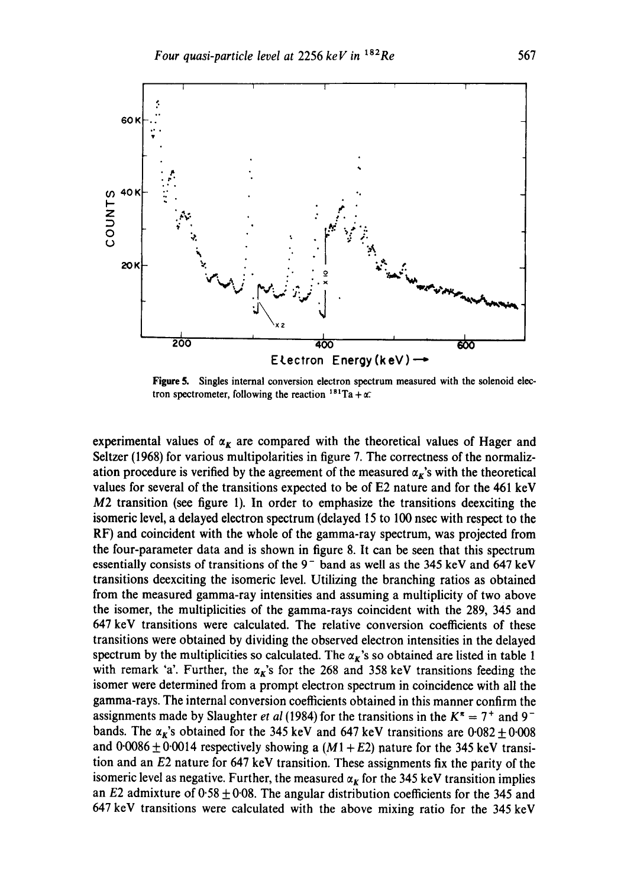**Figure 5.** Singles internal conversion electron spectrum measured with the solenoid electron spectrometer, following the reaction $^{181}Ta + \alpha$.

experimental values of $\alpha_K$ are compared with the theoretical values of Hager and Seltzer (1968) for various multipolarities in figure 7. The correctness of the normalization procedure is verified by the agreement of the measured $\alpha_K$'s with the theoretical values for several of the transitions expected to be of E2 nature and for the 461 keV $M2$ transition (see figure 1). In order to emphasize the transitions deexciting the isomeric level, a delayed electron spectrum (delayed 15 to 100 nsec with respect to the RF) and coincident with the whole of the gamma-ray spectrum, was projected from the four-parameter data and is shown in figure 8. It can be seen that this spectrum essentially consists of transitions of the $9^-$ band as well as the 345 keV and 647 keV transitions deexciting the isomeric level. Utilizing the branching ratios as obtained from the measured gamma-ray intensities and assuming a multiplicity of two above the isomer, the multiplicities of the gamma-rays coincident with the 289, 345 and 647 keV transitions were calculated. The relative conversion coefficients of these transitions were obtained by dividing the observed electron intensities in the delayed spectrum by the multiplicities so calculated. The $\alpha_K$'s so obtained are listed in table 1 with remark 'a'. Further, the $\alpha_K$'s for the 268 and 358 keV transitions feeding the isomer were determined from a prompt electron spectrum in coincidence with all the gamma-rays. The internal conversion coefficients obtained in this manner confirm the assignments made by Slaughter *et al* (1984) for the transitions in the $K^\pi = 7^+$ and $9^-$ bands. The $\alpha_K$'s obtained for the 345 keV and 647 keV transitions are $0{\cdot}082 \pm 0{\cdot}008$ and $0{\cdot}0086 \pm 0{\cdot}0014$ respectively showing a $(M1 + E2)$ nature for the 345 keV transition and an $E2$ nature for 647 keV transition. These assignments fix the parity of the isomeric level as negative. Further, the measured $\alpha_K$ for the 345 keV transition implies an $E2$ admixture of $0{\cdot}58 \pm 0{\cdot}08$. The angular distribution coefficients for the 345 and 647 keV transitions were calculated with the above mixing ratio for the 345 keV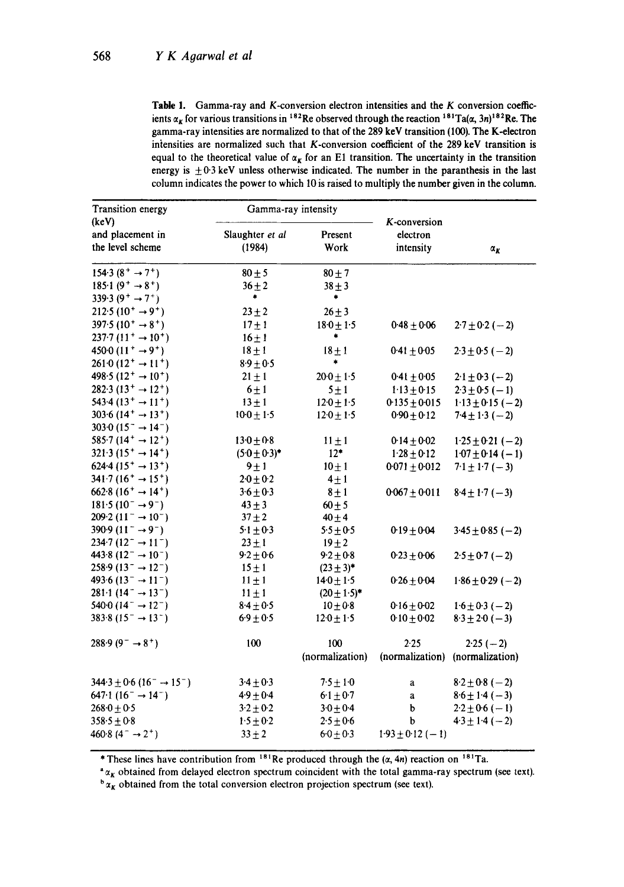**Table 1.** Gamma-ray and $K$-conversion electron intensities and the $K$ conversion coefficients $\alpha_K$ for various transitions in $^{182}Re$ observed through the reaction $^{181}Ta(\alpha, 3n)^{182}Re$. The gamma-ray intensities are normalized to that of the 289 keV transition (100). The K-electron intensities are normalized such that $K$-conversion coefficient of the 289 keV transition is equal to the theoretical value of $\alpha_K$ for an E1 transition. The uncertainty in the transition energy is $\pm 0.3$ keV unless otherwise indicated. The number in the paranthesis in the last column indicates the power to which 10 is raised to multiply the number given in the column.

| Transition energy (keV) and placement in the level scheme | Gamma-ray intensity | | $K$-conversion electron intensity | $\alpha_K$ |
|---|---|---|---|---|
| | Slaughter *et al* (1984) | Present Work | | |
| 154·3 ($8^+ \to 7^+$) | 80 ± 5 | 80 ± 7 | | |
| 185·1 ($9^+ \to 8^+$) | 36 ± 2 | 38 ± 3 | | |
| 339·3 ($9^+ \to 7^+$) | * | * | | |
| 212·5 ($10^+ \to 9^+$) | 23 ± 2 | 26 ± 3 | | |
| 397·5 ($10^+ \to 8^+$) | 17 ± 1 | 18·0 ± 1·5 | 0·48 ± 0·06 | 2·7 ± 0·2 (−2) |
| 237·7 ($11^+ \to 10^+$) | 16 ± 1 | * | | |
| 450·0 ($11^+ \to 9^+$) | 18 ± 1 | 18 ± 1 | 0·41 ± 0·05 | 2·3 ± 0·5 (−2) |
| 261·0 ($12^+ \to 11^+$) | 8·9 ± 0·5 | * | | |
| 498·5 ($12^+ \to 10^+$) | 21 ± 1 | 20·0 ± 1·5 | 0·41 ± 0·05 | 2·1 ± 0·3 (−2) |
| 282·3 ($13^+ \to 12^+$) | 6 ± 1 | 5 ± 1 | 1·13 ± 0·15 | 2·3 ± 0·5 (−1) |
| 543·4 ($13^+ \to 11^+$) | 13 ± 1 | 12·0 ± 1·5 | 0·135 ± 0·015 | 1·13 ± 0·15 (−2) |
| 303·6 ($14^+ \to 13^+$) | 10·0 ± 1·5 | 12·0 ± 1·5 | 0·90 ± 0·12 | 7·4 ± 1·3 (−2) |
| 303·0 ($15^- \to 14^-$) | | | | |
| 585·7 ($14^+ \to 12^+$) | 13·0 ± 0·8 | 11 ± 1 | 0·14 ± 0·02 | 1·25 ± 0·21 (−2) |
| 321·3 ($15^+ \to 14^+$) | (5·0 ± 0·3)* | 12* | 1·28 ± 0·12 | 1·07 ± 0·14 (−1) |
| 624·4 ($15^+ \to 13^+$) | 9 ± 1 | 10 ± 1 | 0·071 ± 0·012 | 7·1 ± 1·7 (−3) |
| 341·7 ($16^+ \to 15^+$) | 2·0 ± 0·2 | 4 ± 1 | | |
| 662·8 ($16^+ \to 14^+$) | 3·6 ± 0·3 | 8 ± 1 | 0·067 ± 0·011 | 8·4 ± 1·7 (−3) |
| 181·5 ($10^- \to 9^-$) | 43 ± 3 | 60 ± 5 | | |
| 209·2 ($11^- \to 10^-$) | 37 ± 2 | 40 ± 4 | | |
| 390·9 ($11^- \to 9^-$) | 5·1 ± 0·3 | 5·5 ± 0·5 | 0·19 ± 0·04 | 3·45 ± 0·85 (−2) |
| 234·7 ($12^- \to 11^-$) | 23 ± 1 | 19 ± 2 | | |
| 443·8 ($12^- \to 10^-$) | 9·2 ± 0·6 | 9·2 ± 0·8 | 0·23 ± 0·06 | 2·5 ± 0·7 (−2) |
| 258·9 ($13^- \to 12^-$) | 15 ± 1 | (23 ± 3)* | | |
| 493·6 ($13^- \to 11^-$) | 11 ± 1 | 14·0 ± 1·5 | 0·26 ± 0·04 | 1·86 ± 0·29 (−2) |
| 281·1 ($14^- \to 13^-$) | 11 ± 1 | (20 ± 1·5)* | | |
| 540·0 ($14^- \to 12^-$) | 8·4 ± 0·5 | 10 ± 0·8 | 0·16 ± 0·02 | 1·6 ± 0·3 (−2) |
| 383·8 ($15^- \to 13^-$) | 6·9 ± 0·5 | 12·0 ± 1·5 | 0·10 ± 0·02 | 8·3 ± 2·0 (−3) |
| 288·9 ($9^- \to 8^+$) | 100 | 100 (normalization) | 2·25 (normalization) | 2·25 (−2) (normalization) |
| 344·3 ± 0·6 ($16^- \to 15^-$) | 3·4 ± 0·3 | 7·5 ± 1·0 | a | 8·2 ± 0·8 (−2) |
| 647·1 ($16^- \to 14^-$) | 4·9 ± 0·4 | 6·1 ± 0·7 | a | 8·6 ± 1·4 (−3) |
| 268·0 ± 0·5 | 3·2 ± 0·2 | 3·0 ± 0·4 | b | 2·2 ± 0·6 (−1) |
| 358·5 ± 0·8 | 1·5 ± 0·2 | 2·5 ± 0·6 | b | 4·3 ± 1·4 (−2) |
| 460·8 ($4^- \to 2^+$) | 33 ± 2 | 6·0 ± 0·3 | 1·93 ± 0·12 (−1) | |

\* These lines have contribution from $^{181}Re$ produced through the $(\alpha, 4n)$ reaction on $^{181}Ta$.

[a] $\alpha_K$ obtained from delayed electron spectrum coincident with the total gamma-ray spectrum (see text).

[b] $\alpha_K$ obtained from the total conversion electron projection spectrum (see text).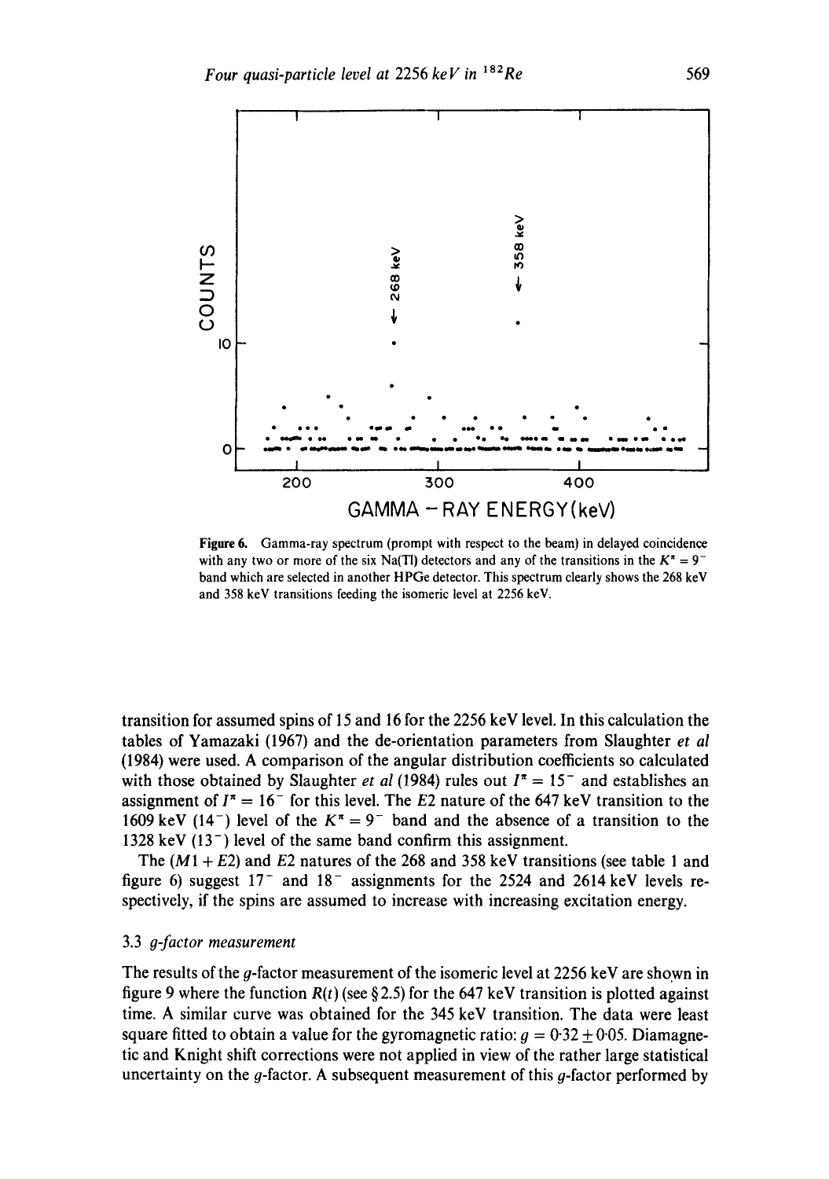Figure 6. Gamma-ray spectrum (prompt with respect to the beam) in delayed coincidence with any two or more of the six Na(Tl) detectors and any of the transitions in the $K^\pi = 9^-$ band which are selected in another HPGe detector. This spectrum clearly shows the 268 keV and 358 keV transitions feeding the isomeric level at 2256 keV.

transition for assumed spins of 15 and 16 for the 2256 keV level. In this calculation the tables of Yamazaki (1967) and the de-orientation parameters from Slaughter *et al* (1984) were used. A comparison of the angular distribution coefficients so calculated with those obtained by Slaughter *et al* (1984) rules out $I^\pi = 15^-$ and establishes an assignment of $I^\pi = 16^-$ for this level. The $E2$ nature of the 647 keV transition to the 1609 keV ($14^-$) level of the $K^\pi = 9^-$ band and the absence of a transition to the 1328 keV ($13^-$) level of the same band confirm this assignment.

The ($M1 + E2$) and $E2$ natures of the 268 and 358 keV transitions (see table 1 and figure 6) suggest $17^-$ and $18^-$ assignments for the 2524 and 2614 keV levels respectively, if the spins are assumed to increase with increasing excitation energy.

### 3.3 *g-factor measurement*

The results of the $g$-factor measurement of the isomeric level at 2256 keV are shown in figure 9 where the function $R(t)$ (see § 2.5) for the 647 keV transition is plotted against time. A similar curve was obtained for the 345 keV transition. The data were least square fitted to obtain a value for the gyromagnetic ratio: $g = 0.32 \pm 0.05$. Diamagnetic and Knight shift corrections were not applied in view of the rather large statistical uncertainty on the $g$-factor. A subsequent measurement of this $g$-factor performed by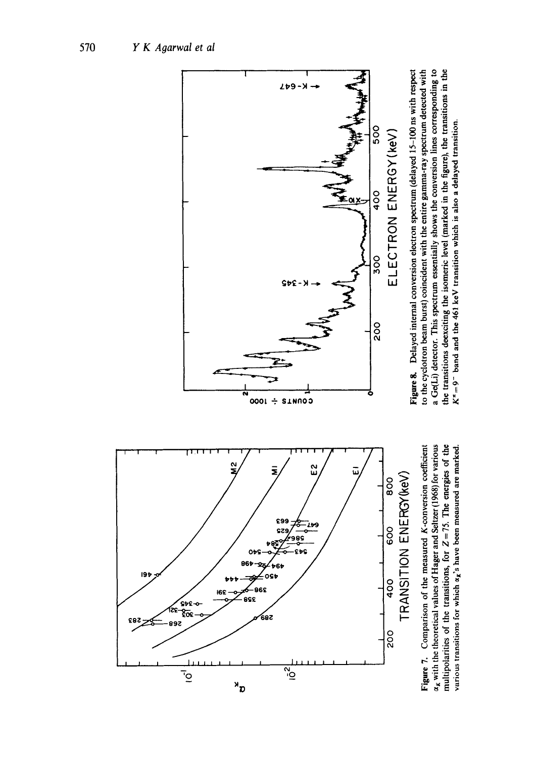**Figure 7.** Comparison of the measured $K$-conversion coefficient $\alpha_K$ with the theoretical values of Hager and Seltzer (1968) for various multipolarities of the transitions, for $Z = 75$. The energies of the various transitions for which $\alpha_K$'s have been measured are marked.

**Figure 8.** Delayed internal conversion electron spectrum (delayed 15–100 ns with respect to the cyclotron beam burst) coincident with the entire gamma-ray spectrum detected with a Ge(Li) detector. This spectrum essentially shows the conversion lines corresponding to the transitions deexciting the isomeric level (marked in the figure), the transitions in the $K^\pi = 9^-$ band and the 461 keV transition which is also a delayed transition.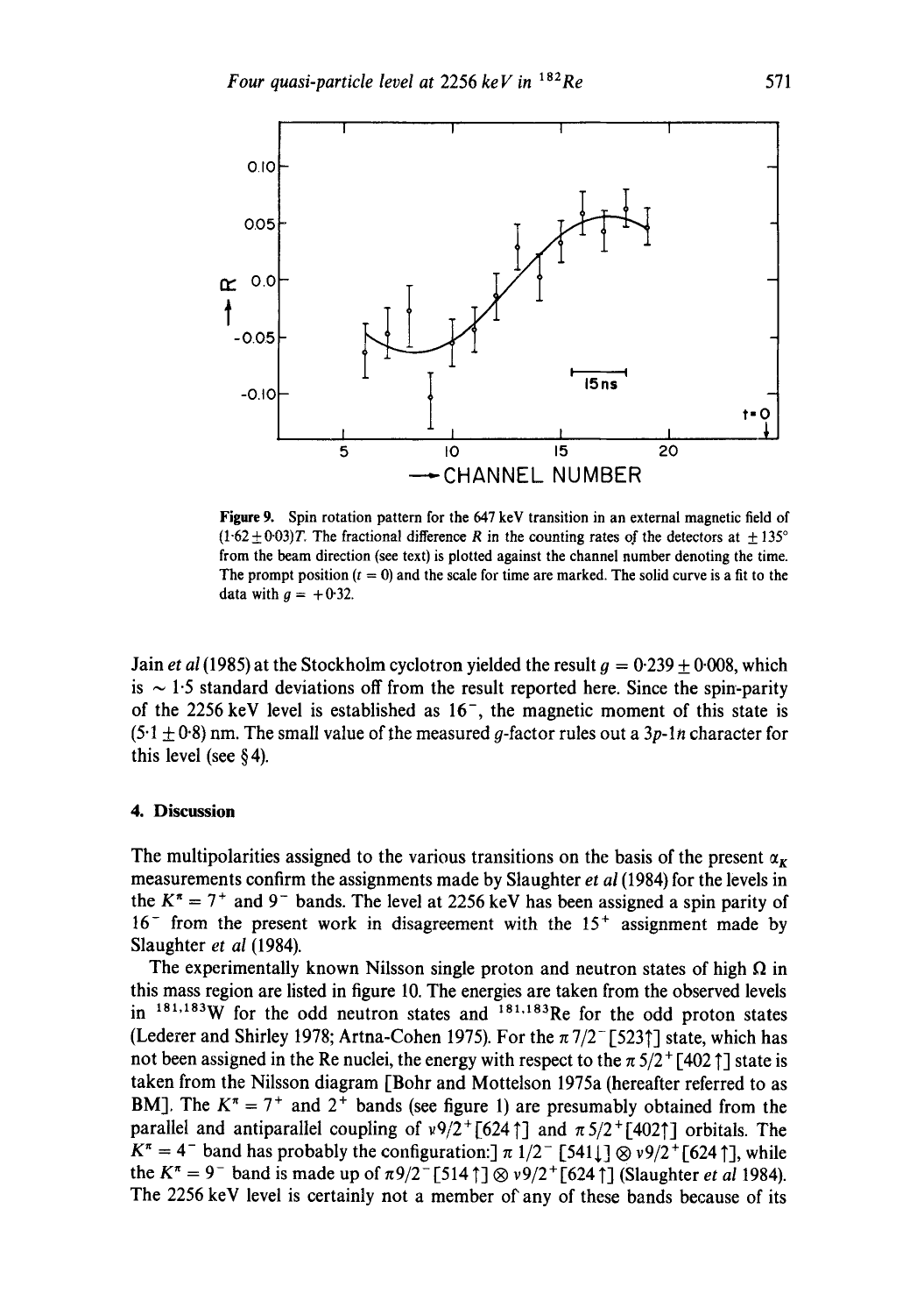Figure 9. Spin rotation pattern for the 647 keV transition in an external magnetic field of $(1{\cdot}62 \pm 0{\cdot}03)T$. The fractional difference $R$ in the counting rates of the detectors at $\pm 135°$ from the beam direction (see text) is plotted against the channel number denoting the time. The prompt position ($t = 0$) and the scale for time are marked. The solid curve is a fit to the data with $g = +0{\cdot}32$.

Jain *et al* (1985) at the Stockholm cyclotron yielded the result $g = 0{\cdot}239 \pm 0{\cdot}008$, which is $\sim 1{\cdot}5$ standard deviations off from the result reported here. Since the spin-parity of the 2256 keV level is established as $16^-$, the magnetic moment of this state is $(5{\cdot}1 \pm 0{\cdot}8)$ nm. The small value of the measured $g$-factor rules out a $3p$-$1n$ character for this level (see § 4).

## 4. Discussion

The multipolarities assigned to the various transitions on the basis of the present $\alpha_K$ measurements confirm the assignments made by Slaughter *et al* (1984) for the levels in the $K^\pi = 7^+$ and $9^-$ bands. The level at 2256 keV has been assigned a spin parity of $16^-$ from the present work in disagreement with the $15^+$ assignment made by Slaughter *et al* (1984).

The experimentally known Nilsson single proton and neutron states of high $\Omega$ in this mass region are listed in figure 10. The energies are taken from the observed levels in $^{181,183}$W for the odd neutron states and $^{181,183}$Re for the odd proton states (Lederer and Shirley 1978; Artna-Cohen 1975). For the $\pi\, 7/2^-[523\uparrow]$ state, which has not been assigned in the Re nuclei, the energy with respect to the $\pi\, 5/2^+[402\uparrow]$ state is taken from the Nilsson diagram [Bohr and Mottelson 1975a (hereafter referred to as BM]. The $K^\pi = 7^+$ and $2^+$ bands (see figure 1) are presumably obtained from the parallel and antiparallel coupling of $\nu 9/2^+[624\uparrow]$ and $\pi\, 5/2^+[402\uparrow]$ orbitals. The $K^\pi = 4^-$ band has probably the configuration:] $\pi\, 1/2^-\,[541\downarrow] \otimes \nu 9/2^+[624\uparrow]$, while the $K^\pi = 9^-$ band is made up of $\pi 9/2^-[514\uparrow] \otimes \nu 9/2^+[624\uparrow]$ (Slaughter *et al* 1984). The 2256 keV level is certainly not a member of any of these bands because of its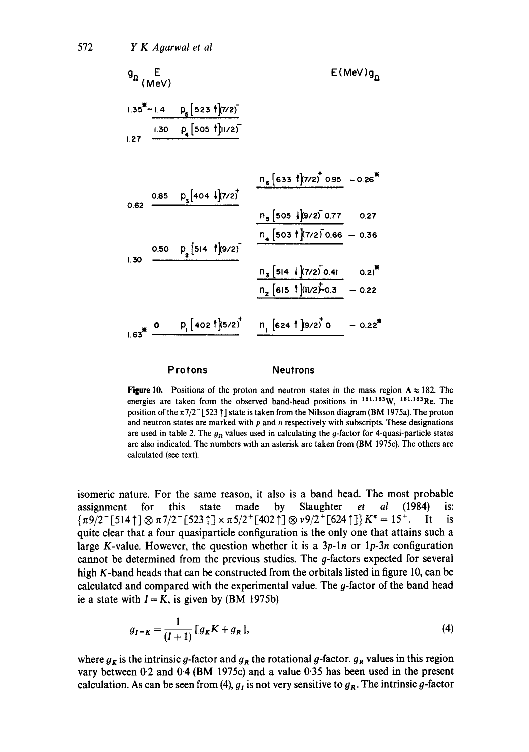| $g_\Omega$ | E (MeV) | Protons | Neutrons | E (MeV) | $g_\Omega$ |
|---|---|---|---|---|---|
| 1.35*~1.4 | | $p_5$ [523 ↑]7/2⁻ | | | |
| 1.27 | 1.30 | $p_4$ [505 ↑]11/2⁻ | | | |
| | | | $n_6$ [633 ↑]7/2⁺ | 0.95 | −0.26* |
| 0.62 | 0.85 | $p_3$ [404 ↓]7/2⁺ | | | |
| | | | $n_5$ [505 ↓]9/2⁻ | 0.77 | 0.27 |
| | | | $n_4$ [503 ↑]7/2⁻ | 0.66 | −0.36 |
| 1.30 | 0.50 | $p_2$ [514 ↑]9/2⁻ | | | |
| | | | $n_3$ [514 ↓]7/2⁻ | 0.41 | 0.21* |
| | | | $n_2$ [615 ↑]11/2⁺ | ~0.3 | −0.22 |
| 1.63* | 0 | $p_1$ [402 ↑]5/2⁺ | $n_1$ [624 ↑]9/2⁺ | 0 | −0.22* |

**Figure 10.** Positions of the proton and neutron states in the mass region A ≈ 182. The energies are taken from the observed band-head positions in $^{181,183}$W, $^{181,183}$Re. The position of the $\pi 7/2^-[523\uparrow]$ state is taken from the Nilsson diagram (BM 1975a). The proton and neutron states are marked with $p$ and $n$ respectively with subscripts. These designations are used in table 2. The $g_\Omega$ values used in calculating the $g$-factor for 4-quasi-particle states are also indicated. The numbers with an asterisk are taken from (BM 1975c). The others are calculated (see text).

isomeric nature. For the same reason, it also is a band head. The most probable assignment for this state made by Slaughter *et al* (1984) is: $\{\pi 9/2^-[514\uparrow] \otimes \pi 7/2^-[523\uparrow] \times \pi 5/2^+[402\uparrow] \otimes \nu 9/2^+[624\uparrow]\} K^\pi = 15^+$. It is quite clear that a four quasiparticle configuration is the only one that attains such a large $K$-value. However, the question whether it is a $3p$-$1n$ or $1p$-$3n$ configuration cannot be determined from the previous studies. The $g$-factors expected for several high $K$-band heads that can be constructed from the orbitals listed in figure 10, can be calculated and compared with the experimental value. The $g$-factor of the band head ie a state with $I = K$, is given by (BM 1975b)

$$g_{I=K} = \frac{1}{(I+1)}[g_K K + g_R], \tag{4}$$

where $g_K$ is the intrinsic $g$-factor and $g_R$ the rotational $g$-factor. $g_R$ values in this region vary between 0·2 and 0·4 (BM 1975c) and a value 0·35 has been used in the present calculation. As can be seen from (4), $g_I$ is not very sensitive to $g_R$. The intrinsic $g$-factor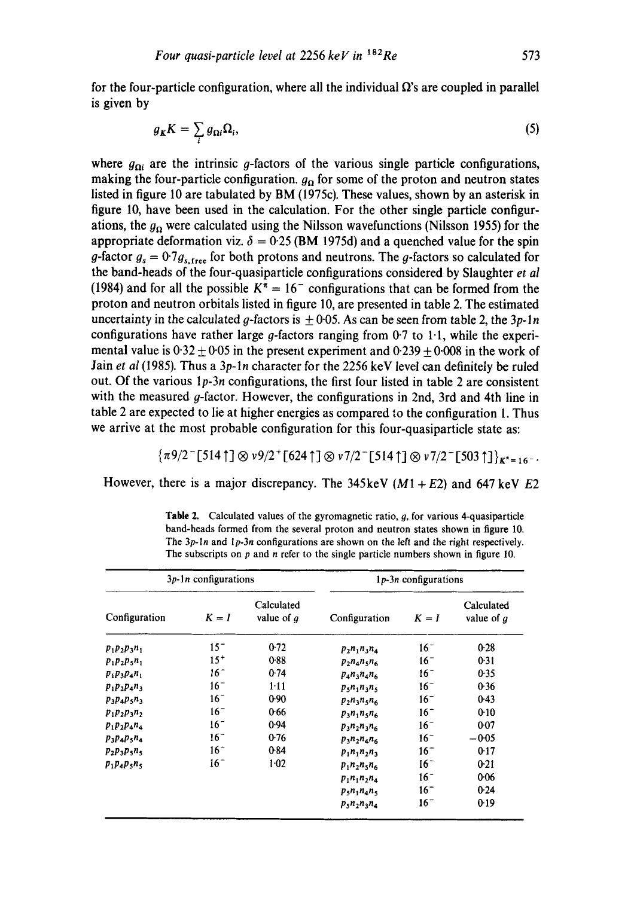for the four-particle configuration, where all the individual $\Omega$'s are coupled in parallel is given by

$$g_K K = \sum_i g_{\Omega i} \Omega_i, \tag{5}$$

where $g_{\Omega i}$ are the intrinsic $g$-factors of the various single particle configurations, making the four-particle configuration. $g_\Omega$ for some of the proton and neutron states listed in figure 10 are tabulated by BM (1975c). These values, shown by an asterisk in figure 10, have been used in the calculation. For the other single particle configurations, the $g_\Omega$ were calculated using the Nilsson wavefunctions (Nilsson 1955) for the appropriate deformation viz. $\delta = 0{\cdot}25$ (BM 1975d) and a quenched value for the spin $g$-factor $g_s = 0{\cdot}7 g_{s,\text{free}}$ for both protons and neutrons. The $g$-factors so calculated for the band-heads of the four-quasiparticle configurations considered by Slaughter *et al* (1984) and for all the possible $K^\pi = 16^-$ configurations that can be formed from the proton and neutron orbitals listed in figure 10, are presented in table 2. The estimated uncertainty in the calculated $g$-factors is $\pm 0{\cdot}05$. As can be seen from table 2, the $3p$-$1n$ configurations have rather large $g$-factors ranging from 0·7 to 1·1, while the experimental value is $0{\cdot}32 \pm 0{\cdot}05$ in the present experiment and $0{\cdot}239 \pm 0{\cdot}008$ in the work of Jain *et al* (1985). Thus a $3p$-$1n$ character for the 2256 keV level can definitely be ruled out. Of the various $1p$-$3n$ configurations, the first four listed in table 2 are consistent with the measured $g$-factor. However, the configurations in 2nd, 3rd and 4th line in table 2 are expected to lie at higher energies as compared to the configuration 1. Thus we arrive at the most probable configuration for this four-quasiparticle state as:

$$\{\pi 9/2^-[514\uparrow] \otimes \nu 9/2^+[624\uparrow] \otimes \nu 7/2^-[514\uparrow] \otimes \nu 7/2^-[503\uparrow]\}_{K^\pi = 16^-}.$$

However, there is a major discrepancy. The 345 keV $(M1 + E2)$ and 647 keV $E2$

**Table 2.** Calculated values of the gyromagnetic ratio, $g$, for various 4-quasiparticle band-heads formed from the several proton and neutron states shown in figure 10. The $3p$-$1n$ and $1p$-$3n$ configurations are shown on the left and the right respectively. The subscripts on $p$ and $n$ refer to the single particle numbers shown in figure 10.

| $3p$-$1n$ configurations | | | $1p$-$3n$ configurations | | |
|---|---|---|---|---|---|
| Configuration | $K = I$ | Calculated value of $g$ | Configuration | $K = I$ | Calculated value of $g$ |
| $p_1p_2p_3n_1$ | $15^-$ | 0·72 | $p_2n_1n_3n_4$ | $16^-$ | 0·28 |
| $p_1p_2p_5n_1$ | $15^+$ | 0·88 | $p_2n_4n_5n_6$ | $16^-$ | 0·31 |
| $p_1p_3p_4n_1$ | $16^-$ | 0·74 | $p_4n_3n_4n_6$ | $16^-$ | 0·35 |
| $p_1p_2p_4n_3$ | $16^-$ | 1·11 | $p_5n_1n_3n_5$ | $16^-$ | 0·36 |
| $p_3p_4p_5n_3$ | $16^-$ | 0·90 | $p_2n_3n_5n_6$ | $16^-$ | 0·43 |
| $p_1p_2p_3n_2$ | $16^-$ | 0·66 | $p_3n_1n_5n_6$ | $16^-$ | 0·10 |
| $p_1p_2p_4n_4$ | $16^-$ | 0·94 | $p_3n_2n_3n_6$ | $16^-$ | 0·07 |
| $p_3p_4p_5n_4$ | $16^-$ | 0·76 | $p_3n_2n_4n_6$ | $16^-$ | $-0{\cdot}05$ |
| $p_2p_3p_5n_5$ | $16^-$ | 0·84 | $p_1n_1n_2n_3$ | $16^-$ | 0·17 |
| $p_1p_4p_5n_5$ | $16^-$ | 1·02 | $p_1n_2n_5n_6$ | $16^-$ | 0·21 |
| | | | $p_1n_1n_2n_4$ | $16^-$ | 0·06 |
| | | | $p_5n_1n_4n_5$ | $16^-$ | 0·24 |
| | | | $p_5n_2n_3n_4$ | $16^-$ | 0·19 |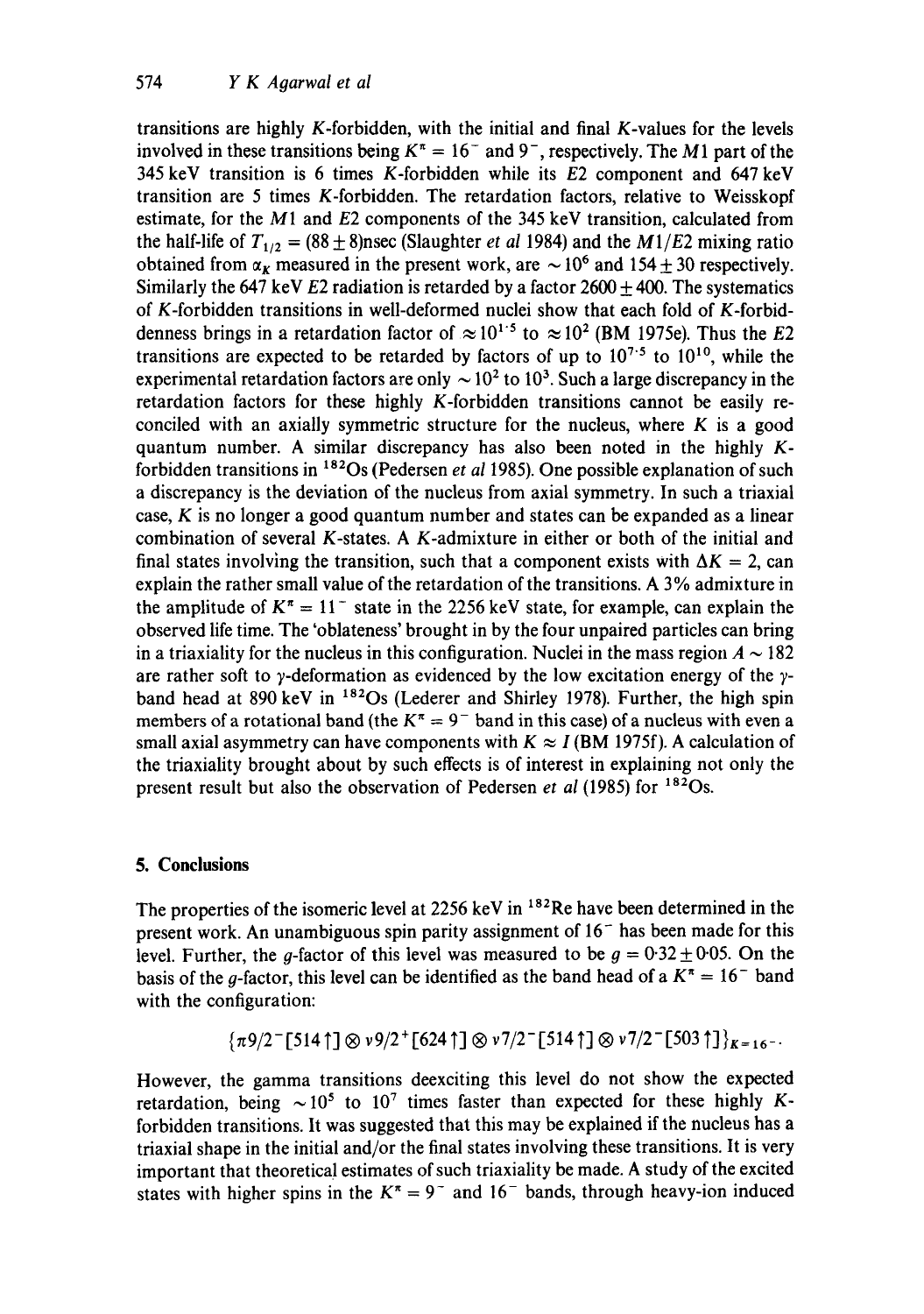transitions are highly $K$-forbidden, with the initial and final $K$-values for the levels involved in these transitions being $K^{\pi} = 16^{-}$ and $9^{-}$, respectively. The $M1$ part of the 345 keV transition is 6 times $K$-forbidden while its $E2$ component and 647 keV transition are 5 times $K$-forbidden. The retardation factors, relative to Weisskopf estimate, for the $M1$ and $E2$ components of the 345 keV transition, calculated from the half-life of $T_{1/2} = (88 \pm 8)$nsec (Slaughter *et al* 1984) and the $M1/E2$ mixing ratio obtained from $\alpha_K$ measured in the present work, are $\sim 10^{6}$ and $154 \pm 30$ respectively. Similarly the 647 keV $E2$ radiation is retarded by a factor $2600 \pm 400$. The systematics of $K$-forbidden transitions in well-deformed nuclei show that each fold of $K$-forbiddenness brings in a retardation factor of $\approx 10^{1.5}$ to $\approx 10^{2}$ (BM 1975e). Thus the $E2$ transitions are expected to be retarded by factors of up to $10^{7.5}$ to $10^{10}$, while the experimental retardation factors are only $\sim 10^{2}$ to $10^{3}$. Such a large discrepancy in the retardation factors for these highly $K$-forbidden transitions cannot be easily reconciled with an axially symmetric structure for the nucleus, where $K$ is a good quantum number. A similar discrepancy has also been noted in the highly $K$-forbidden transitions in $^{182}$Os (Pedersen *et al* 1985). One possible explanation of such a discrepancy is the deviation of the nucleus from axial symmetry. In such a triaxial case, $K$ is no longer a good quantum number and states can be expanded as a linear combination of several $K$-states. A $K$-admixture in either or both of the initial and final states involving the transition, such that a component exists with $\Delta K = 2$, can explain the rather small value of the retardation of the transitions. A 3% admixture in the amplitude of $K^{\pi} = 11^{-}$ state in the 2256 keV state, for example, can explain the observed life time. The 'oblateness' brought in by the four unpaired particles can bring in a triaxiality for the nucleus in this configuration. Nuclei in the mass region $A \sim 182$ are rather soft to $\gamma$-deformation as evidenced by the low excitation energy of the $\gamma$-band head at 890 keV in $^{182}$Os (Lederer and Shirley 1978). Further, the high spin members of a rotational band (the $K^{\pi} = 9^{-}$ band in this case) of a nucleus with even a small axial asymmetry can have components with $K \approx I$ (BM 1975f). A calculation of the triaxiality brought about by such effects is of interest in explaining not only the present result but also the observation of Pedersen *et al* (1985) for $^{182}$Os.

## 5. Conclusions

The properties of the isomeric level at 2256 keV in $^{182}$Re have been determined in the present work. An unambiguous spin parity assignment of $16^{-}$ has been made for this level. Further, the $g$-factor of this level was measured to be $g = 0{\cdot}32 \pm 0{\cdot}05$. On the basis of the $g$-factor, this level can be identified as the band head of a $K^{\pi} = 16^{-}$ band with the configuration:

$$\{\pi 9/2^{-}[514\uparrow] \otimes \nu 9/2^{+}[624\uparrow] \otimes \nu 7/2^{-}[514\uparrow] \otimes \nu 7/2^{-}[503\uparrow]\}_{K=16^{-}}.$$

However, the gamma transitions deexciting this level do not show the expected retardation, being $\sim 10^{5}$ to $10^{7}$ times faster than expected for these highly $K$-forbidden transitions. It was suggested that this may be explained if the nucleus has a triaxial shape in the initial and/or the final states involving these transitions. It is very important that theoretical estimates of such triaxiality be made. A study of the excited states with higher spins in the $K^{\pi} = 9^{-}$ and $16^{-}$ bands, through heavy-ion induced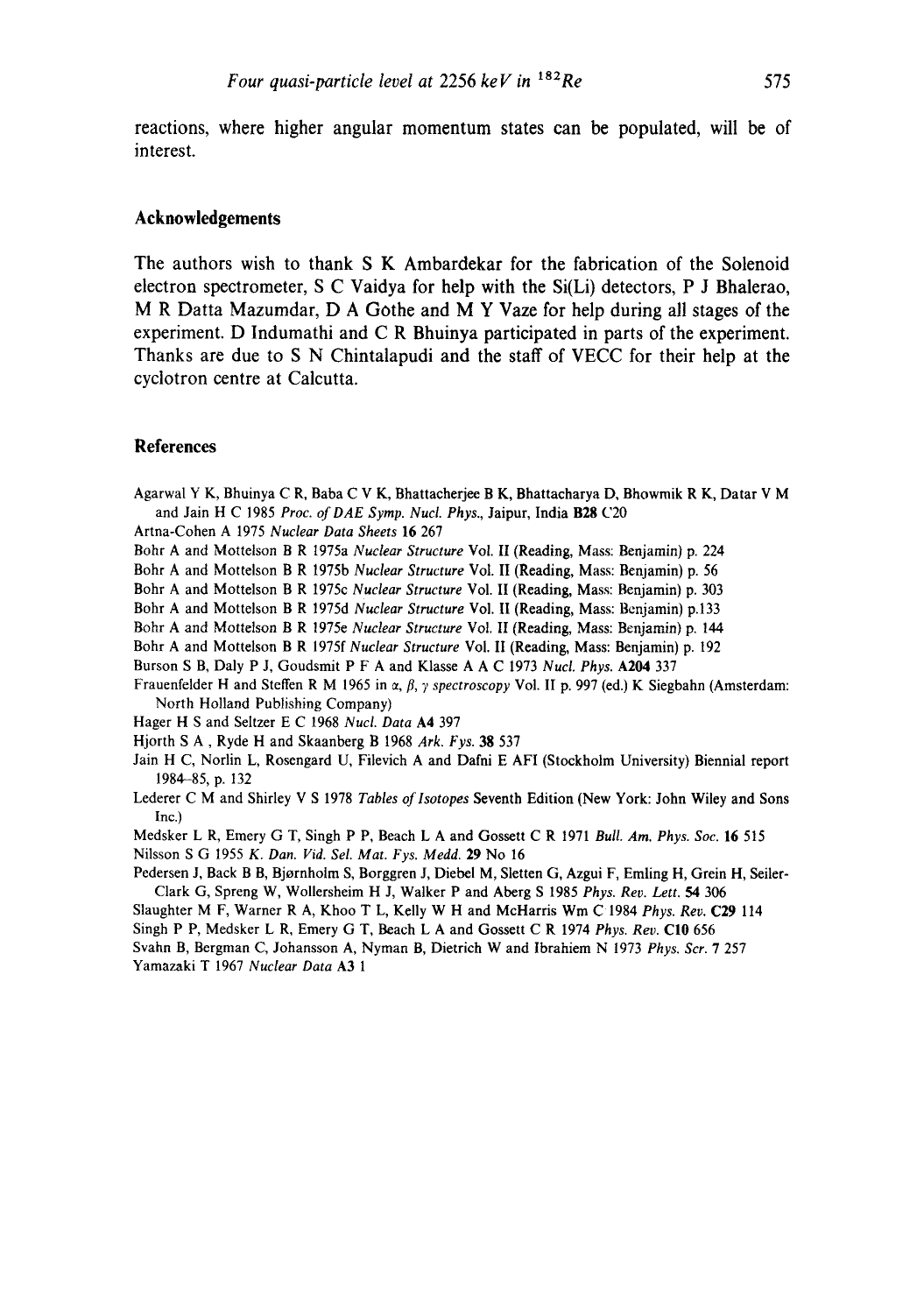reactions, where higher angular momentum states can be populated, will be of interest.

## Acknowledgements

The authors wish to thank S K Ambardekar for the fabrication of the Solenoid electron spectrometer, S C Vaidya for help with the Si(Li) detectors, P J Bhalerao, M R Datta Mazumdar, D A Gothe and M Y Vaze for help during all stages of the experiment. D Indumathi and C R Bhuinya participated in parts of the experiment. Thanks are due to S N Chintalapudi and the staff of VECC for their help at the cyclotron centre at Calcutta.

## References

Agarwal Y K, Bhuinya C R, Baba C V K, Bhattacherjee B K, Bhattacharya D, Bhowmik R K, Datar V M and Jain H C 1985 *Proc. of DAE Symp. Nucl. Phys.*, Jaipur, India **B28** C20

Artna-Cohen A 1975 *Nuclear Data Sheets* **16** 267

Bohr A and Mottelson B R 1975a *Nuclear Structure* Vol. II (Reading, Mass: Benjamin) p. 224

Bohr A and Mottelson B R 1975b *Nuclear Structure* Vol. II (Reading, Mass: Benjamin) p. 56

Bohr A and Mottelson B R 1975c *Nuclear Structure* Vol. II (Reading, Mass: Benjamin) p. 303

Bohr A and Mottelson B R 1975d *Nuclear Structure* Vol. II (Reading, Mass: Benjamin) p.133

Bohr A and Mottelson B R 1975e *Nuclear Structure* Vol. II (Reading, Mass: Benjamin) p. 144

Bohr A and Mottelson B R 1975f *Nuclear Structure* Vol. II (Reading, Mass: Benjamin) p. 192

Burson S B, Daly P J, Goudsmit P F A and Klasse A A C 1973 *Nucl. Phys.* **A204** 337

Frauenfelder H and Steffen R M 1965 in *α, β, γ spectroscopy* Vol. II p. 997 (ed.) K Siegbahn (Amsterdam: North Holland Publishing Company)

Hager H S and Seltzer E C 1968 *Nucl. Data* **A4** 397

Hjorth S A , Ryde H and Skaanberg B 1968 *Ark. Fys.* **38** 537

Jain H C, Norlin L, Rosengard U, Filevich A and Dafni E AFI (Stockholm University) Biennial report 1984–85, p. 132

Lederer C M and Shirley V S 1978 *Tables of Isotopes* Seventh Edition (New York: John Wiley and Sons Inc.)

Medsker L R, Emery G T, Singh P P, Beach L A and Gossett C R 1971 *Bull. Am. Phys. Soc.* **16** 515

Nilsson S G 1955 *K. Dan. Vid. Sel. Mat. Fys. Medd.* **29** No 16

Pedersen J, Back B B, Bjørnholm S, Borggren J, Diebel M, Sletten G, Azgui F, Emling H, Grein H, Seiler-Clark G, Spreng W, Wollersheim H J, Walker P and Aberg S 1985 *Phys. Rev. Lett.* **54** 306

Slaughter M F, Warner R A, Khoo T L, Kelly W H and McHarris Wm C 1984 *Phys. Rev.* **C29** 114

Singh P P, Medsker L R, Emery G T, Beach L A and Gossett C R 1974 *Phys. Rev.* **C10** 656

Svahn B, Bergman C, Johansson A, Nyman B, Dietrich W and Ibrahiem N 1973 *Phys. Scr.* **7** 257

Yamazaki T 1967 *Nuclear Data* **A3** 1